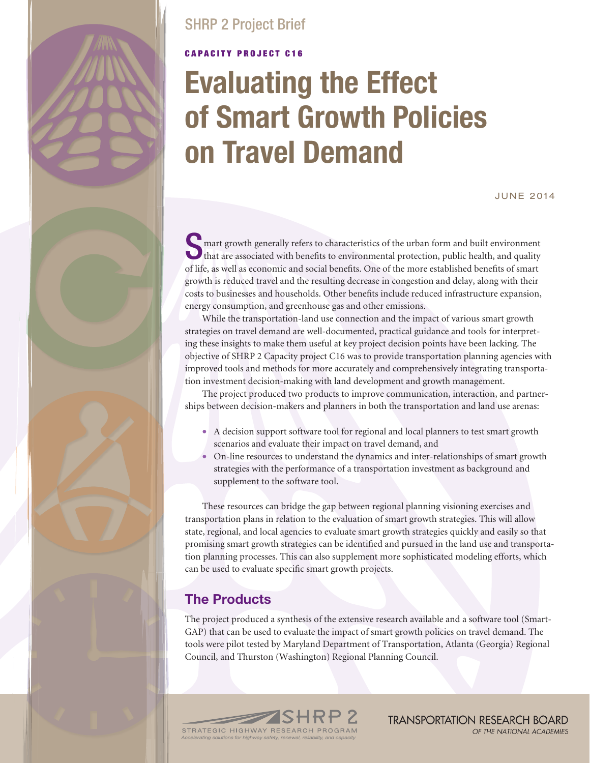SHRP 2 Project Brief

CAPACITY PROJECT C16

# Evaluating the Effect of Smart Growth Policies on Travel Demand

JUNE 2014

Smart growth generally refers to characteristics of the urban form and built environment that are associated with benefits to environmental protection, public health, and quality of life, as well as economic and social benefits. One of the more established benefits of smart growth is reduced travel and the resulting decrease in congestion and delay, along with their costs to businesses and households. Other benefits include reduced infrastructure expansion, energy consumption, and greenhouse gas and other emissions.

While the transportation-land use connection and the impact of various smart growth strategies on travel demand are well-documented, practical guidance and tools for interpreting these insights to make them useful at key project decision points have been lacking. The objective of SHRP 2 Capacity project C16 was to provide transportation planning agencies with improved tools and methods for more accurately and comprehensively integrating transportation investment decision-making with land development and growth management.

The project produced two products to improve communication, interaction, and partnerships between decision-makers and planners in both the transportation and land use arenas:

- A decision support software tool for regional and local planners to test smart growth scenarios and evaluate their impact on travel demand, and
- On-line resources to understand the dynamics and inter-relationships of smart growth strategies with the performance of a transportation investment as background and supplement to the software tool.

These resources can bridge the gap between regional planning visioning exercises and transportation plans in relation to the evaluation of smart growth strategies. This will allow state, regional, and local agencies to evaluate smart growth strategies quickly and easily so that promising smart growth strategies can be identified and pursued in the land use and transportation planning processes. This can also supplement more sophisticated modeling efforts, which can be used to evaluate specific smart growth projects.

## The Products

The project produced a synthesis of the extensive research available and a software tool (SmartGAP) that can be used to evaluate the impact of smart growth policies on travel demand. The tools were pilot tested by Maryland Department of Transportation, Atlanta (Georgia) Regional Council, and Thurston (Washington) Regional Planning Council.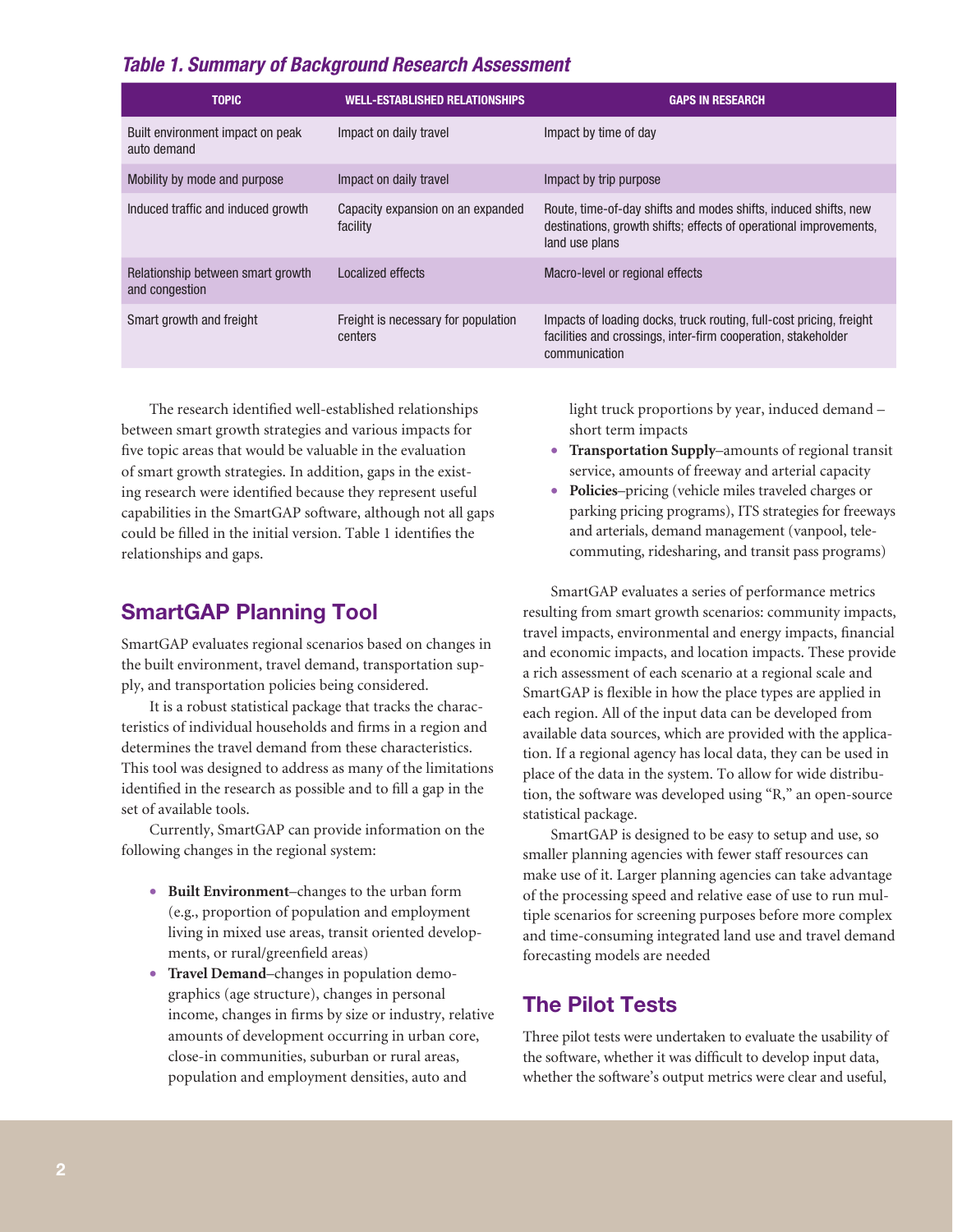*Table 1. Summary of Background Research Assessment*

| TOPIC | WELL-ESTABLISHED RELATIONSHIPS | GAPS IN RESEARCH |
|---|---|---|
| Built environment impact on peak auto demand | Impact on daily travel | Impact by time of day |
| Mobility by mode and purpose | Impact on daily travel | Impact by trip purpose |
| Induced traffic and induced growth | Capacity expansion on an expanded facility | Route, time-of-day shifts and modes shifts, induced shifts, new destinations, growth shifts; effects of operational improvements, land use plans |
| Relationship between smart growth and congestion | Localized effects | Macro-level or regional effects |
| Smart growth and freight | Freight is necessary for population centers | Impacts of loading docks, truck routing, full-cost pricing, freight facilities and crossings, inter-firm cooperation, stakeholder communication |

The research identified well-established relationships between smart growth strategies and various impacts for five topic areas that would be valuable in the evaluation of smart growth strategies. In addition, gaps in the existing research were identified because they represent useful capabilities in the SmartGAP software, although not all gaps could be filled in the initial version. Table 1 identifies the relationships and gaps.

## SmartGAP Planning Tool

SmartGAP evaluates regional scenarios based on changes in the built environment, travel demand, transportation supply, and transportation policies being considered.

It is a robust statistical package that tracks the characteristics of individual households and firms in a region and determines the travel demand from these characteristics. This tool was designed to address as many of the limitations identified in the research as possible and to fill a gap in the set of available tools.

Currently, SmartGAP can provide information on the following changes in the regional system:

- **Built Environment**–changes to the urban form (e.g., proportion of population and employment living in mixed use areas, transit oriented developments, or rural/greenfield areas)
- **Travel Demand**–changes in population demographics (age structure), changes in personal income, changes in firms by size or industry, relative amounts of development occurring in urban core, close-in communities, suburban or rural areas, population and employment densities, auto and light truck proportions by year, induced demand – short term impacts
- **Transportation Supply**–amounts of regional transit service, amounts of freeway and arterial capacity
- **Policies**–pricing (vehicle miles traveled charges or parking pricing programs), ITS strategies for freeways and arterials, demand management (vanpool, telecommuting, ridesharing, and transit pass programs)

SmartGAP evaluates a series of performance metrics resulting from smart growth scenarios: community impacts, travel impacts, environmental and energy impacts, financial and economic impacts, and location impacts. These provide a rich assessment of each scenario at a regional scale and SmartGAP is flexible in how the place types are applied in each region. All of the input data can be developed from available data sources, which are provided with the application. If a regional agency has local data, they can be used in place of the data in the system. To allow for wide distribution, the software was developed using "R," an open-source statistical package.

SmartGAP is designed to be easy to setup and use, so smaller planning agencies with fewer staff resources can make use of it. Larger planning agencies can take advantage of the processing speed and relative ease of use to run multiple scenarios for screening purposes before more complex and time-consuming integrated land use and travel demand forecasting models are needed

## The Pilot Tests

Three pilot tests were undertaken to evaluate the usability of the software, whether it was difficult to develop input data, whether the software's output metrics were clear and useful,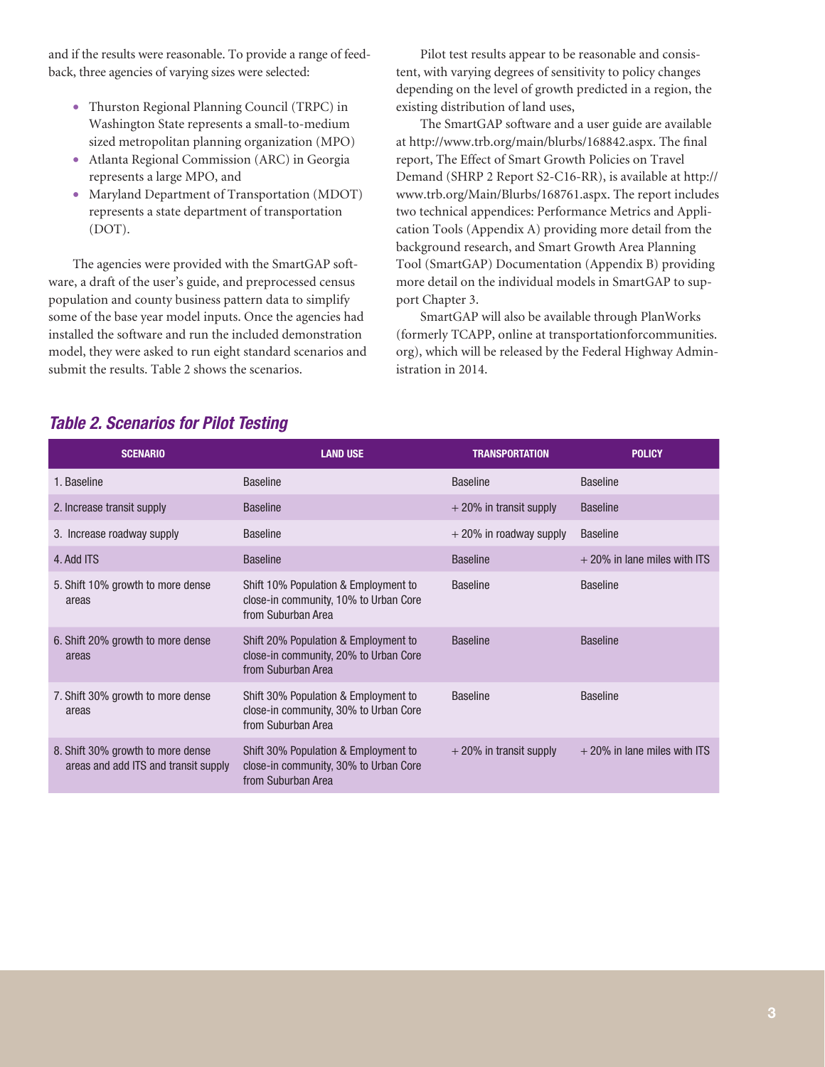and if the results were reasonable. To provide a range of feedback, three agencies of varying sizes were selected:

- Thurston Regional Planning Council (TRPC) in Washington State represents a small-to-medium sized metropolitan planning organization (MPO)
- Atlanta Regional Commission (ARC) in Georgia represents a large MPO, and
- Maryland Department of Transportation (MDOT) represents a state department of transportation (DOT).

The agencies were provided with the SmartGAP software, a draft of the user's guide, and preprocessed census population and county business pattern data to simplify some of the base year model inputs. Once the agencies had installed the software and run the included demonstration model, they were asked to run eight standard scenarios and submit the results. Table 2 shows the scenarios.

Pilot test results appear to be reasonable and consistent, with varying degrees of sensitivity to policy changes depending on the level of growth predicted in a region, the existing distribution of land uses,

The SmartGAP software and a user guide are available at http://www.trb.org/main/blurbs/168842.aspx. The final report, The Effect of Smart Growth Policies on Travel Demand (SHRP 2 Report S2-C16-RR), is available at http://www.trb.org/Main/Blurbs/168761.aspx. The report includes two technical appendices: Performance Metrics and Application Tools (Appendix A) providing more detail from the background research, and Smart Growth Area Planning Tool (SmartGAP) Documentation (Appendix B) providing more detail on the individual models in SmartGAP to support Chapter 3.

SmartGAP will also be available through PlanWorks (formerly TCAPP, online at transportationforcommunities.org), which will be released by the Federal Highway Administration in 2014.

## *Table 2. Scenarios for Pilot Testing*

| SCENARIO | LAND USE | TRANSPORTATION | POLICY |
|---|---|---|---|
| 1. Baseline | Baseline | Baseline | Baseline |
| 2. Increase transit supply | Baseline | + 20% in transit supply | Baseline |
| 3. Increase roadway supply | Baseline | + 20% in roadway supply | Baseline |
| 4. Add ITS | Baseline | Baseline | + 20% in lane miles with ITS |
| 5. Shift 10% growth to more dense areas | Shift 10% Population & Employment to close-in community, 10% to Urban Core from Suburban Area | Baseline | Baseline |
| 6. Shift 20% growth to more dense areas | Shift 20% Population & Employment to close-in community, 20% to Urban Core from Suburban Area | Baseline | Baseline |
| 7. Shift 30% growth to more dense areas | Shift 30% Population & Employment to close-in community, 30% to Urban Core from Suburban Area | Baseline | Baseline |
| 8. Shift 30% growth to more dense areas and add ITS and transit supply | Shift 30% Population & Employment to close-in community, 30% to Urban Core from Suburban Area | + 20% in transit supply | + 20% in lane miles with ITS |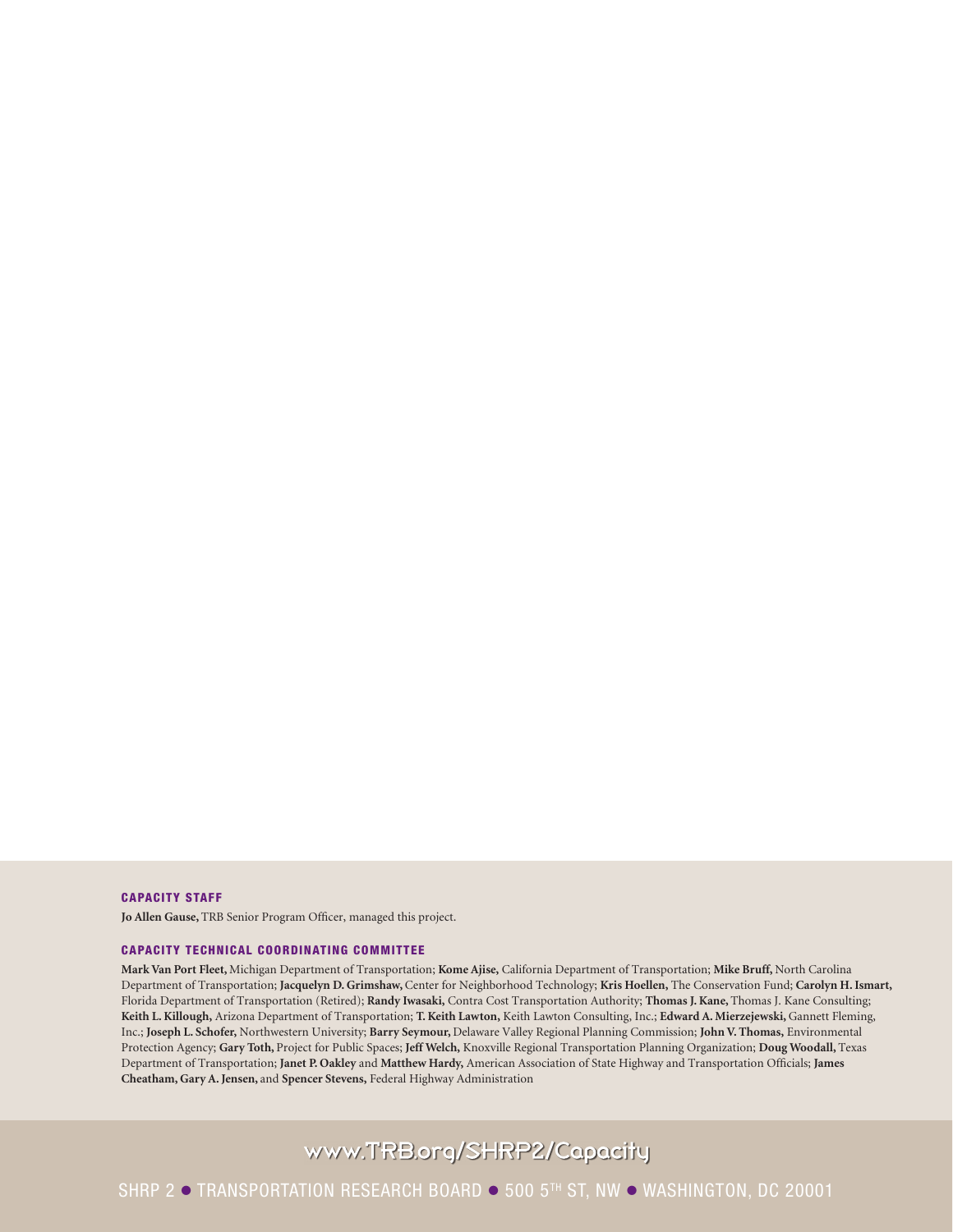### CAPACITY STAFF

**Jo Allen Gause,** TRB Senior Program Officer, managed this project.

### CAPACITY TECHNICAL COORDINATING COMMITTEE

**Mark Van Port Fleet,** Michigan Department of Transportation; **Kome Ajise,** California Department of Transportation; **Mike Bruff,** North Carolina Department of Transportation; **Jacquelyn D. Grimshaw,** Center for Neighborhood Technology; **Kris Hoellen,** The Conservation Fund; **Carolyn H. Ismart,** Florida Department of Transportation (Retired); **Randy Iwasaki,** Contra Cost Transportation Authority; **Thomas J. Kane,** Thomas J. Kane Consulting; **Keith L. Killough,** Arizona Department of Transportation; **T. Keith Lawton,** Keith Lawton Consulting, Inc.; **Edward A. Mierzejewski,** Gannett Fleming, Inc.; **Joseph L. Schofer,** Northwestern University; **Barry Seymour,** Delaware Valley Regional Planning Commission; **John V. Thomas,** Environmental Protection Agency; **Gary Toth,** Project for Public Spaces; **Jeff Welch,** Knoxville Regional Transportation Planning Organization; **Doug Woodall,** Texas Department of Transportation; **Janet P. Oakley** and **Matthew Hardy,** American Association of State Highway and Transportation Officials; **James Cheatham, Gary A. Jensen,** and **Spencer Stevens,** Federal Highway Administration

www.TRB.org/SHRP2/Capacity

SHRP 2 • TRANSPORTATION RESEARCH BOARD • 500 5TH ST, NW • WASHINGTON, DC 20001